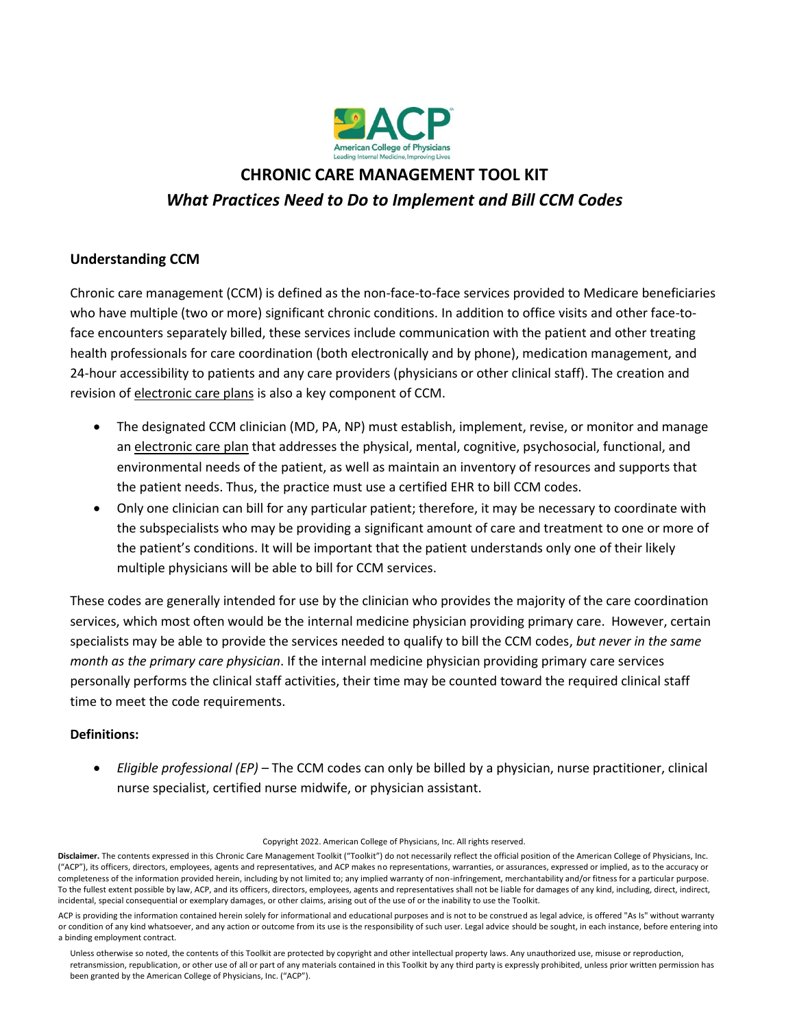# CHRONIC CARE MANAGEMENT TOOL KIT

## *What Practices Need to Do to Implement and Bill CCM Codes*

### Understanding CCM

Chronic care management (CCM) is defined as the non-face-to-face services provided to Medicare beneficiaries who have multiple (two or more) significant chronic conditions. In addition to office visits and other face-to-face encounters separately billed, these services include communication with the patient and other treating health professionals for care coordination (both electronically and by phone), medication management, and 24-hour accessibility to patients and any care providers (physicians or other clinical staff). The creation and revision of electronic care plans is also a key component of CCM.

- The designated CCM clinician (MD, PA, NP) must establish, implement, revise, or monitor and manage an electronic care plan that addresses the physical, mental, cognitive, psychosocial, functional, and environmental needs of the patient, as well as maintain an inventory of resources and supports that the patient needs. Thus, the practice must use a certified EHR to bill CCM codes.
- Only one clinician can bill for any particular patient; therefore, it may be necessary to coordinate with the subspecialists who may be providing a significant amount of care and treatment to one or more of the patient's conditions. It will be important that the patient understands only one of their likely multiple physicians will be able to bill for CCM services.

These codes are generally intended for use by the clinician who provides the majority of the care coordination services, which most often would be the internal medicine physician providing primary care. However, certain specialists may be able to provide the services needed to qualify to bill the CCM codes, *but never in the same month as the primary care physician*. If the internal medicine physician providing primary care services personally performs the clinical staff activities, their time may be counted toward the required clinical staff time to meet the code requirements.

### Definitions:

- *Eligible professional (EP)* – The CCM codes can only be billed by a physician, nurse practitioner, clinical nurse specialist, certified nurse midwife, or physician assistant.

Copyright 2022. American College of Physicians, Inc. All rights reserved.

**Disclaimer.** The contents expressed in this Chronic Care Management Toolkit ("Toolkit") do not necessarily reflect the official position of the American College of Physicians, Inc. ("ACP"), its officers, directors, employees, agents and representatives, and ACP makes no representations, warranties, or assurances, expressed or implied, as to the accuracy or completeness of the information provided herein, including by not limited to; any implied warranty of non-infringement, merchantability and/or fitness for a particular purpose. To the fullest extent possible by law, ACP, and its officers, directors, employees, agents and representatives shall not be liable for damages of any kind, including, direct, indirect, incidental, special consequential or exemplary damages, or other claims, arising out of the use of or the inability to use the Toolkit.

ACP is providing the information contained herein solely for informational and educational purposes and is not to be construed as legal advice, is offered "As Is" without warranty or condition of any kind whatsoever, and any action or outcome from its use is the responsibility of such user. Legal advice should be sought, in each instance, before entering into a binding employment contract.

Unless otherwise so noted, the contents of this Toolkit are protected by copyright and other intellectual property laws. Any unauthorized use, misuse or reproduction, retransmission, republication, or other use of all or part of any materials contained in this Toolkit by any third party is expressly prohibited, unless prior written permission has been granted by the American College of Physicians, Inc. ("ACP").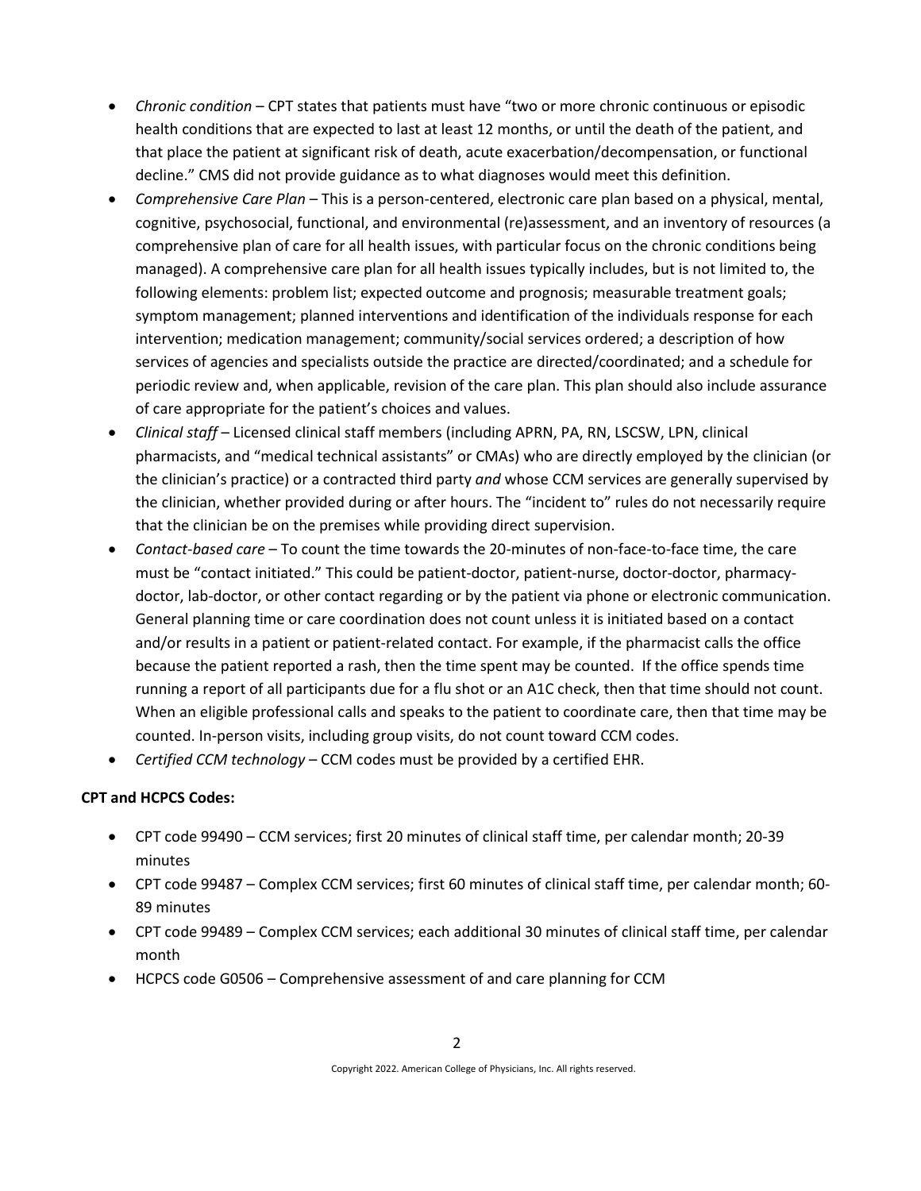- *Chronic condition* – CPT states that patients must have "two or more chronic continuous or episodic health conditions that are expected to last at least 12 months, or until the death of the patient, and that place the patient at significant risk of death, acute exacerbation/decompensation, or functional decline." CMS did not provide guidance as to what diagnoses would meet this definition.
- *Comprehensive Care Plan* – This is a person-centered, electronic care plan based on a physical, mental, cognitive, psychosocial, functional, and environmental (re)assessment, and an inventory of resources (a comprehensive plan of care for all health issues, with particular focus on the chronic conditions being managed). A comprehensive care plan for all health issues typically includes, but is not limited to, the following elements: problem list; expected outcome and prognosis; measurable treatment goals; symptom management; planned interventions and identification of the individuals response for each intervention; medication management; community/social services ordered; a description of how services of agencies and specialists outside the practice are directed/coordinated; and a schedule for periodic review and, when applicable, revision of the care plan. This plan should also include assurance of care appropriate for the patient's choices and values.
- *Clinical staff* – Licensed clinical staff members (including APRN, PA, RN, LSCSW, LPN, clinical pharmacists, and "medical technical assistants" or CMAs) who are directly employed by the clinician (or the clinician's practice) or a contracted third party *and* whose CCM services are generally supervised by the clinician, whether provided during or after hours. The "incident to" rules do not necessarily require that the clinician be on the premises while providing direct supervision.
- *Contact-based care* – To count the time towards the 20-minutes of non-face-to-face time, the care must be "contact initiated." This could be patient-doctor, patient-nurse, doctor-doctor, pharmacy-doctor, lab-doctor, or other contact regarding or by the patient via phone or electronic communication. General planning time or care coordination does not count unless it is initiated based on a contact and/or results in a patient or patient-related contact. For example, if the pharmacist calls the office because the patient reported a rash, then the time spent may be counted. If the office spends time running a report of all participants due for a flu shot or an A1C check, then that time should not count. When an eligible professional calls and speaks to the patient to coordinate care, then that time may be counted. In-person visits, including group visits, do not count toward CCM codes.
- *Certified CCM technology* – CCM codes must be provided by a certified EHR.

**CPT and HCPCS Codes:**

- CPT code 99490 – CCM services; first 20 minutes of clinical staff time, per calendar month; 20-39 minutes
- CPT code 99487 – Complex CCM services; first 60 minutes of clinical staff time, per calendar month; 60-89 minutes
- CPT code 99489 – Complex CCM services; each additional 30 minutes of clinical staff time, per calendar month
- HCPCS code G0506 – Comprehensive assessment of and care planning for CCM

Copyright 2022. American College of Physicians, Inc. All rights reserved.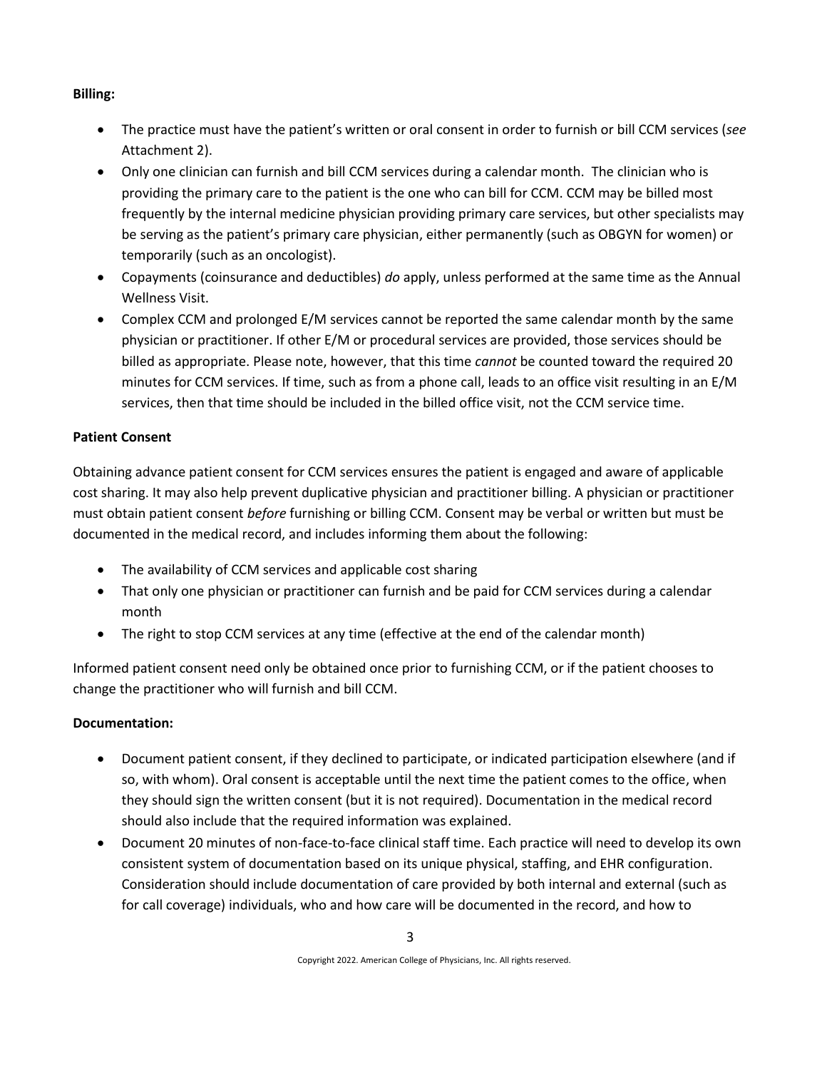**Billing:**

- The practice must have the patient's written or oral consent in order to furnish or bill CCM services (*see* Attachment 2).
- Only one clinician can furnish and bill CCM services during a calendar month. The clinician who is providing the primary care to the patient is the one who can bill for CCM. CCM may be billed most frequently by the internal medicine physician providing primary care services, but other specialists may be serving as the patient's primary care physician, either permanently (such as OBGYN for women) or temporarily (such as an oncologist).
- Copayments (coinsurance and deductibles) *do* apply, unless performed at the same time as the Annual Wellness Visit.
- Complex CCM and prolonged E/M services cannot be reported the same calendar month by the same physician or practitioner. If other E/M or procedural services are provided, those services should be billed as appropriate. Please note, however, that this time *cannot* be counted toward the required 20 minutes for CCM services. If time, such as from a phone call, leads to an office visit resulting in an E/M services, then that time should be included in the billed office visit, not the CCM service time.

**Patient Consent**

Obtaining advance patient consent for CCM services ensures the patient is engaged and aware of applicable cost sharing. It may also help prevent duplicative physician and practitioner billing. A physician or practitioner must obtain patient consent *before* furnishing or billing CCM. Consent may be verbal or written but must be documented in the medical record, and includes informing them about the following:

- The availability of CCM services and applicable cost sharing
- That only one physician or practitioner can furnish and be paid for CCM services during a calendar month
- The right to stop CCM services at any time (effective at the end of the calendar month)

Informed patient consent need only be obtained once prior to furnishing CCM, or if the patient chooses to change the practitioner who will furnish and bill CCM.

**Documentation:**

- Document patient consent, if they declined to participate, or indicated participation elsewhere (and if so, with whom). Oral consent is acceptable until the next time the patient comes to the office, when they should sign the written consent (but it is not required). Documentation in the medical record should also include that the required information was explained.
- Document 20 minutes of non-face-to-face clinical staff time. Each practice will need to develop its own consistent system of documentation based on its unique physical, staffing, and EHR configuration. Consideration should include documentation of care provided by both internal and external (such as for call coverage) individuals, who and how care will be documented in the record, and how to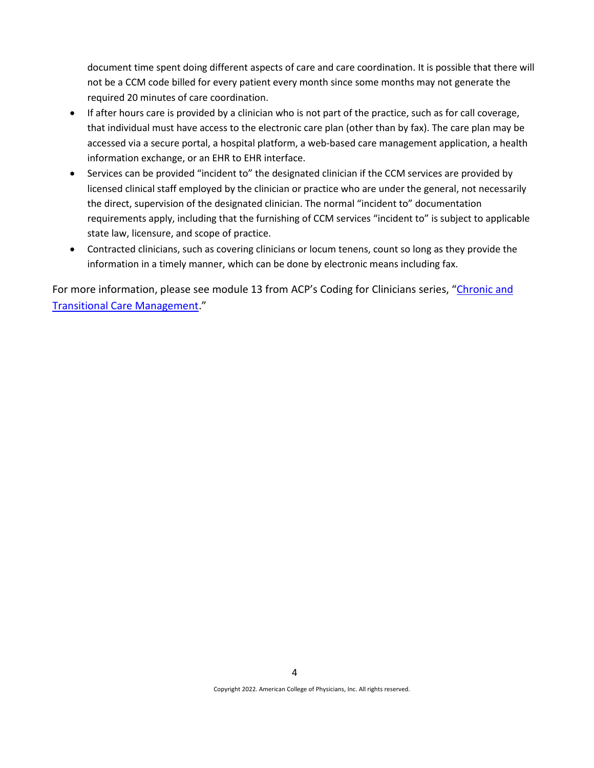document time spent doing different aspects of care and care coordination. It is possible that there will not be a CCM code billed for every patient every month since some months may not generate the required 20 minutes of care coordination.

- If after hours care is provided by a clinician who is not part of the practice, such as for call coverage, that individual must have access to the electronic care plan (other than by fax). The care plan may be accessed via a secure portal, a hospital platform, a web-based care management application, a health information exchange, or an EHR to EHR interface.
- Services can be provided "incident to" the designated clinician if the CCM services are provided by licensed clinical staff employed by the clinician or practice who are under the general, not necessarily the direct, supervision of the designated clinician. The normal "incident to" documentation requirements apply, including that the furnishing of CCM services "incident to" is subject to applicable state law, licensure, and scope of practice.
- Contracted clinicians, such as covering clinicians or locum tenens, count so long as they provide the information in a timely manner, which can be done by electronic means including fax.

For more information, please see module 13 from ACP's Coding for Clinicians series, "Chronic and Transitional Care Management."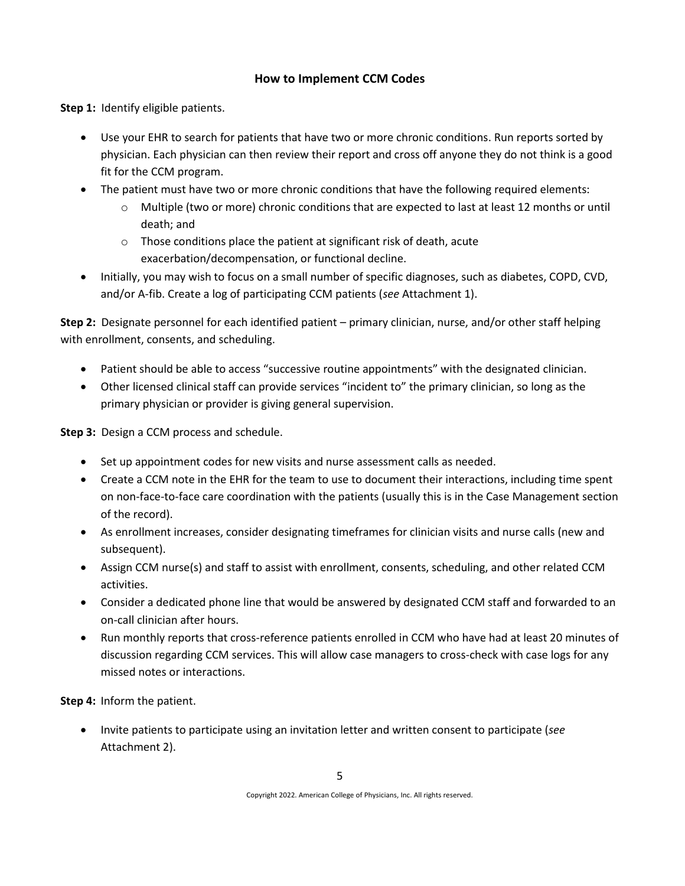## How to Implement CCM Codes

**Step 1:** Identify eligible patients.

- Use your EHR to search for patients that have two or more chronic conditions. Run reports sorted by physician. Each physician can then review their report and cross off anyone they do not think is a good fit for the CCM program.
- The patient must have two or more chronic conditions that have the following required elements:
  - Multiple (two or more) chronic conditions that are expected to last at least 12 months or until death; and
  - Those conditions place the patient at significant risk of death, acute exacerbation/decompensation, or functional decline.
- Initially, you may wish to focus on a small number of specific diagnoses, such as diabetes, COPD, CVD, and/or A-fib. Create a log of participating CCM patients (*see* Attachment 1).

**Step 2:** Designate personnel for each identified patient – primary clinician, nurse, and/or other staff helping with enrollment, consents, and scheduling.

- Patient should be able to access "successive routine appointments" with the designated clinician.
- Other licensed clinical staff can provide services "incident to" the primary clinician, so long as the primary physician or provider is giving general supervision.

**Step 3:** Design a CCM process and schedule.

- Set up appointment codes for new visits and nurse assessment calls as needed.
- Create a CCM note in the EHR for the team to use to document their interactions, including time spent on non-face-to-face care coordination with the patients (usually this is in the Case Management section of the record).
- As enrollment increases, consider designating timeframes for clinician visits and nurse calls (new and subsequent).
- Assign CCM nurse(s) and staff to assist with enrollment, consents, scheduling, and other related CCM activities.
- Consider a dedicated phone line that would be answered by designated CCM staff and forwarded to an on-call clinician after hours.
- Run monthly reports that cross-reference patients enrolled in CCM who have had at least 20 minutes of discussion regarding CCM services. This will allow case managers to cross-check with case logs for any missed notes or interactions.

**Step 4:** Inform the patient.

- Invite patients to participate using an invitation letter and written consent to participate (*see* Attachment 2).

Copyright 2022. American College of Physicians, Inc. All rights reserved.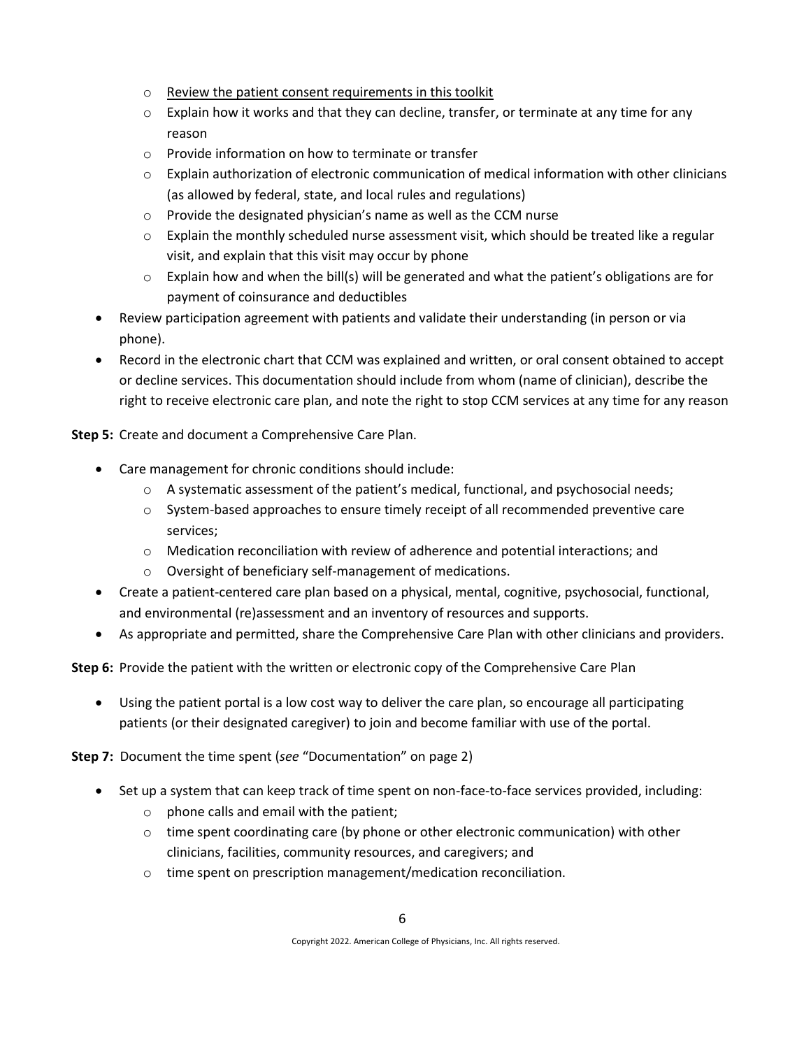- Review the patient consent requirements in this toolkit
    - Explain how it works and that they can decline, transfer, or terminate at any time for any reason
    - Provide information on how to terminate or transfer
    - Explain authorization of electronic communication of medical information with other clinicians (as allowed by federal, state, and local rules and regulations)
    - Provide the designated physician's name as well as the CCM nurse
    - Explain the monthly scheduled nurse assessment visit, which should be treated like a regular visit, and explain that this visit may occur by phone
    - Explain how and when the bill(s) will be generated and what the patient's obligations are for payment of coinsurance and deductibles
- Review participation agreement with patients and validate their understanding (in person or via phone).
- Record in the electronic chart that CCM was explained and written, or oral consent obtained to accept or decline services. This documentation should include from whom (name of clinician), describe the right to receive electronic care plan, and note the right to stop CCM services at any time for any reason

**Step 5:** Create and document a Comprehensive Care Plan.

- Care management for chronic conditions should include:
    - A systematic assessment of the patient's medical, functional, and psychosocial needs;
    - System-based approaches to ensure timely receipt of all recommended preventive care services;
    - Medication reconciliation with review of adherence and potential interactions; and
    - Oversight of beneficiary self-management of medications.
- Create a patient-centered care plan based on a physical, mental, cognitive, psychosocial, functional, and environmental (re)assessment and an inventory of resources and supports.
- As appropriate and permitted, share the Comprehensive Care Plan with other clinicians and providers.

**Step 6:** Provide the patient with the written or electronic copy of the Comprehensive Care Plan

- Using the patient portal is a low cost way to deliver the care plan, so encourage all participating patients (or their designated caregiver) to join and become familiar with use of the portal.

**Step 7:** Document the time spent (*see* "Documentation" on page 2)

- Set up a system that can keep track of time spent on non-face-to-face services provided, including:
    - phone calls and email with the patient;
    - time spent coordinating care (by phone or other electronic communication) with other clinicians, facilities, community resources, and caregivers; and
    - time spent on prescription management/medication reconciliation.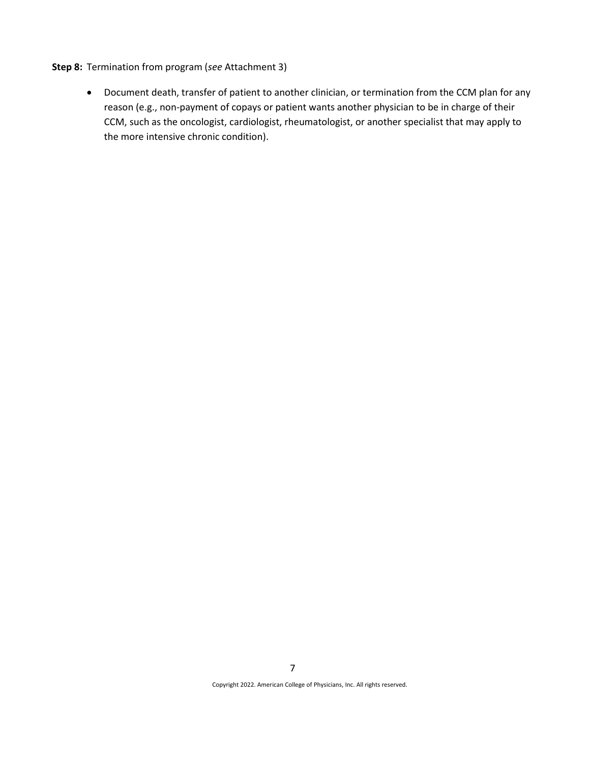**Step 8:** Termination from program (*see* Attachment 3)

- Document death, transfer of patient to another clinician, or termination from the CCM plan for any reason (e.g., non-payment of copays or patient wants another physician to be in charge of their CCM, such as the oncologist, cardiologist, rheumatologist, or another specialist that may apply to the more intensive chronic condition).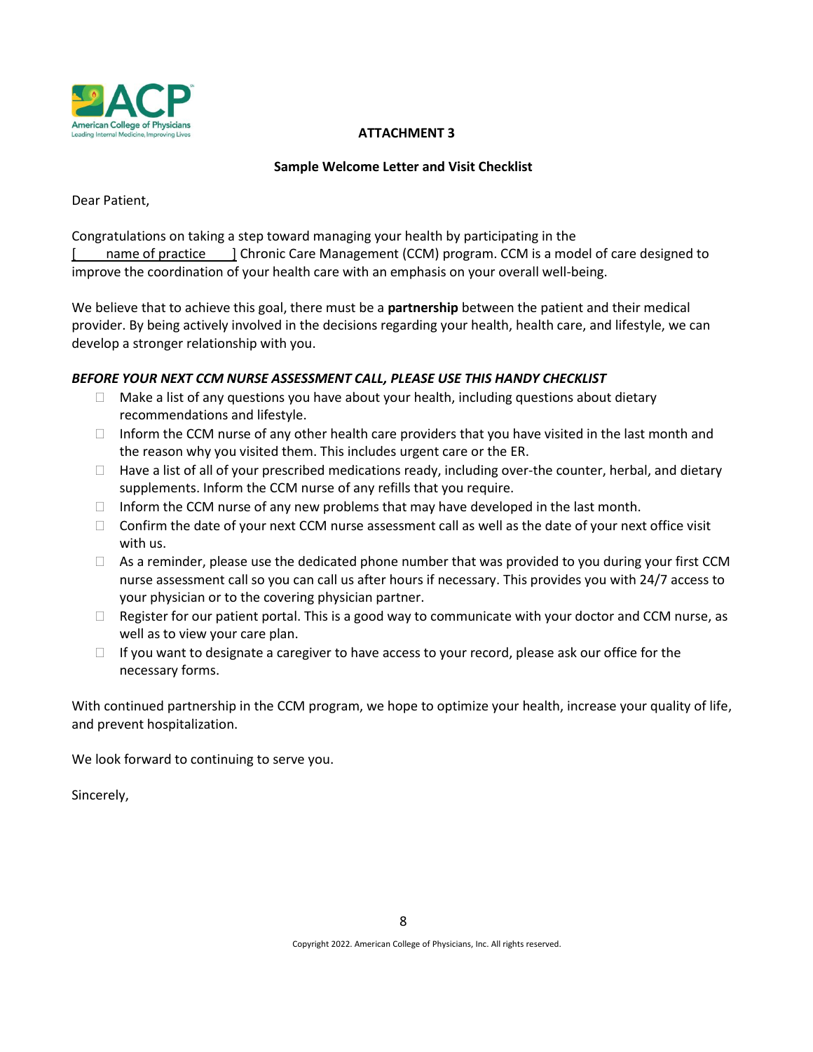**ATTACHMENT 3**

**Sample Welcome Letter and Visit Checklist**

Dear Patient,

Congratulations on taking a step toward managing your health by participating in the [ name of practice ] Chronic Care Management (CCM) program. CCM is a model of care designed to improve the coordination of your health care with an emphasis on your overall well-being.

We believe that to achieve this goal, there must be a **partnership** between the patient and their medical provider. By being actively involved in the decisions regarding your health, health care, and lifestyle, we can develop a stronger relationship with you.

***BEFORE YOUR NEXT CCM NURSE ASSESSMENT CALL, PLEASE USE THIS HANDY CHECKLIST***

- [ ] Make a list of any questions you have about your health, including questions about dietary recommendations and lifestyle.
- [ ] Inform the CCM nurse of any other health care providers that you have visited in the last month and the reason why you visited them. This includes urgent care or the ER.
- [ ] Have a list of all of your prescribed medications ready, including over-the counter, herbal, and dietary supplements. Inform the CCM nurse of any refills that you require.
- [ ] Inform the CCM nurse of any new problems that may have developed in the last month.
- [ ] Confirm the date of your next CCM nurse assessment call as well as the date of your next office visit with us.
- [ ] As a reminder, please use the dedicated phone number that was provided to you during your first CCM nurse assessment call so you can call us after hours if necessary. This provides you with 24/7 access to your physician or to the covering physician partner.
- [ ] Register for our patient portal. This is a good way to communicate with your doctor and CCM nurse, as well as to view your care plan.
- [ ] If you want to designate a caregiver to have access to your record, please ask our office for the necessary forms.

With continued partnership in the CCM program, we hope to optimize your health, increase your quality of life, and prevent hospitalization.

We look forward to continuing to serve you.

Sincerely,

Copyright 2022. American College of Physicians, Inc. All rights reserved.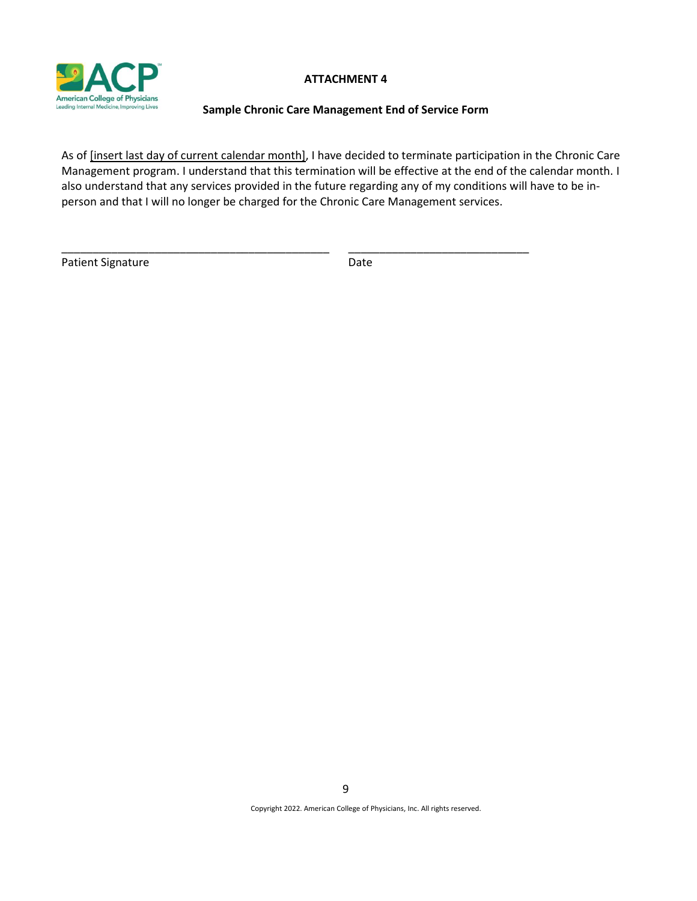# ATTACHMENT 4

## Sample Chronic Care Management End of Service Form

As of [insert last day of current calendar month], I have decided to terminate participation in the Chronic Care Management program. I understand that this termination will be effective at the end of the calendar month. I also understand that any services provided in the future regarding any of my conditions will have to be in-person and that I will no longer be charged for the Chronic Care Management services.

_____________________________________________ ______________________________

Patient Signature Date

Copyright 2022. American College of Physicians, Inc. All rights reserved.